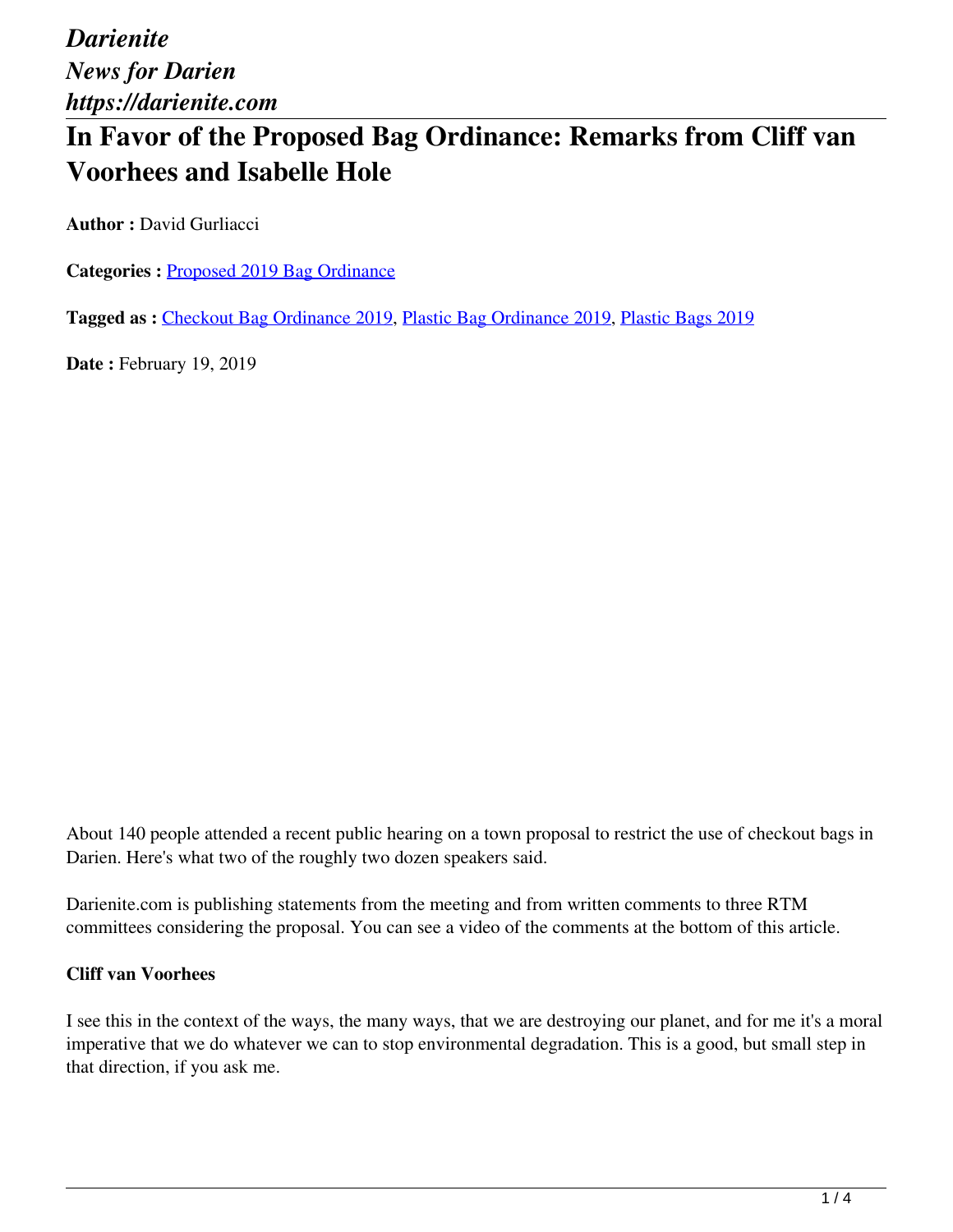*Darienite*
*News for Darien*
*https://darienite.com*

# In Favor of the Proposed Bag Ordinance: Remarks from Cliff van Voorhees and Isabelle Hole

**Author :** David Gurliacci

**Categories :** Proposed 2019 Bag Ordinance

**Tagged as :** Checkout Bag Ordinance 2019, Plastic Bag Ordinance 2019, Plastic Bags 2019

**Date :** February 19, 2019

About 140 people attended a recent public hearing on a town proposal to restrict the use of checkout bags in Darien. Here's what two of the roughly two dozen speakers said.

Darienite.com is publishing statements from the meeting and from written comments to three RTM committees considering the proposal. You can see a video of the comments at the bottom of this article.

**Cliff van Voorhees**

I see this in the context of the ways, the many ways, that we are destroying our planet, and for me it's a moral imperative that we do whatever we can to stop environmental degradation. This is a good, but small step in that direction, if you ask me.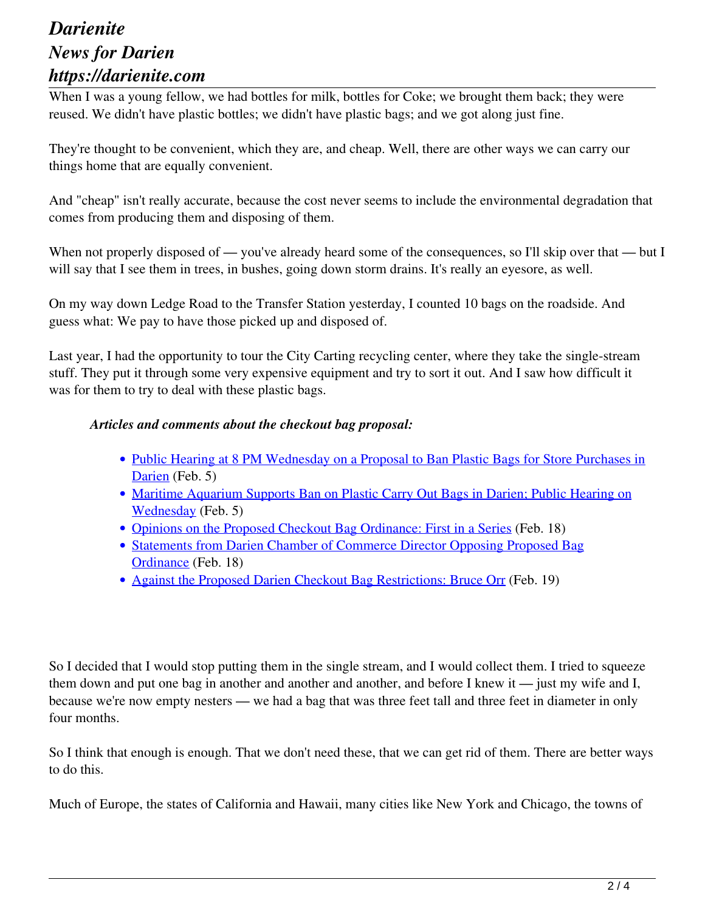When I was a young fellow, we had bottles for milk, bottles for Coke; we brought them back; they were reused. We didn't have plastic bottles; we didn't have plastic bags; and we got along just fine.

They're thought to be convenient, which they are, and cheap. Well, there are other ways we can carry our things home that are equally convenient.

And "cheap" isn't really accurate, because the cost never seems to include the environmental degradation that comes from producing them and disposing of them.

When not properly disposed of — you've already heard some of the consequences, so I'll skip over that — but I will say that I see them in trees, in bushes, going down storm drains. It's really an eyesore, as well.

On my way down Ledge Road to the Transfer Station yesterday, I counted 10 bags on the roadside. And guess what: We pay to have those picked up and disposed of.

Last year, I had the opportunity to tour the City Carting recycling center, where they take the single-stream stuff. They put it through some very expensive equipment and try to sort it out. And I saw how difficult it was for them to try to deal with these plastic bags.

***Articles and comments about the checkout bag proposal:***

- Public Hearing at 8 PM Wednesday on a Proposal to Ban Plastic Bags for Store Purchases in Darien (Feb. 5)
- Maritime Aquarium Supports Ban on Plastic Carry Out Bags in Darien; Public Hearing on Wednesday (Feb. 5)
- Opinions on the Proposed Checkout Bag Ordinance: First in a Series (Feb. 18)
- Statements from Darien Chamber of Commerce Director Opposing Proposed Bag Ordinance (Feb. 18)
- Against the Proposed Darien Checkout Bag Restrictions: Bruce Orr (Feb. 19)

So I decided that I would stop putting them in the single stream, and I would collect them. I tried to squeeze them down and put one bag in another and another and another, and before I knew it — just my wife and I, because we're now empty nesters — we had a bag that was three feet tall and three feet in diameter in only four months.

So I think that enough is enough. That we don't need these, that we can get rid of them. There are better ways to do this.

Much of Europe, the states of California and Hawaii, many cities like New York and Chicago, the towns of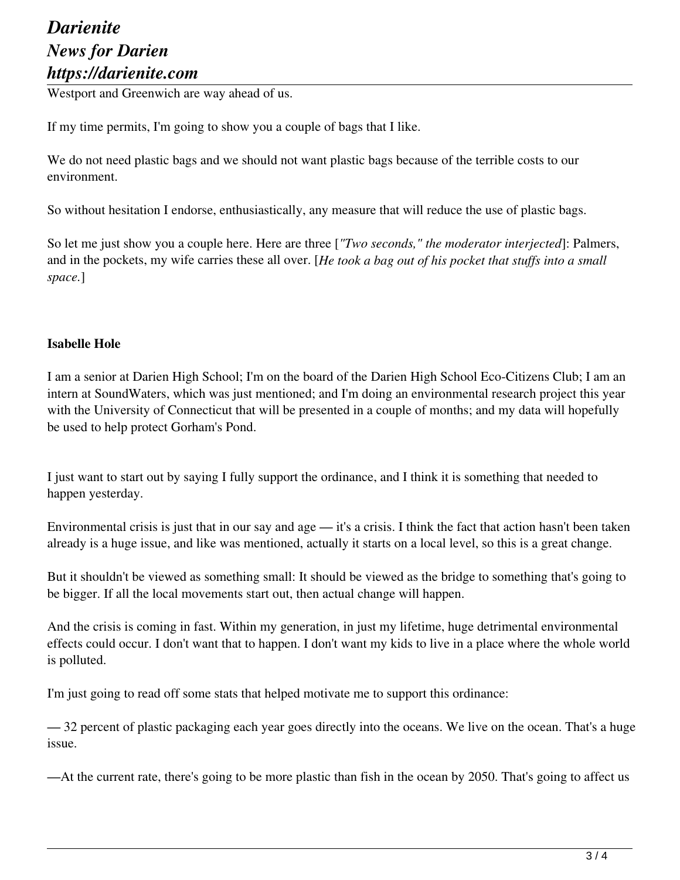Westport and Greenwich are way ahead of us.

If my time permits, I'm going to show you a couple of bags that I like.

We do not need plastic bags and we should not want plastic bags because of the terrible costs to our environment.

So without hesitation I endorse, enthusiastically, any measure that will reduce the use of plastic bags.

So let me just show you a couple here. Here are three [*"Two seconds," the moderator interjected*]: Palmers, and in the pockets, my wife carries these all over. [*He took a bag out of his pocket that stuffs into a small space.*]

**Isabelle Hole**

I am a senior at Darien High School; I'm on the board of the Darien High School Eco-Citizens Club; I am an intern at SoundWaters, which was just mentioned; and I'm doing an environmental research project this year with the University of Connecticut that will be presented in a couple of months; and my data will hopefully be used to help protect Gorham's Pond.

I just want to start out by saying I fully support the ordinance, and I think it is something that needed to happen yesterday.

Environmental crisis is just that in our say and age — it's a crisis. I think the fact that action hasn't been taken already is a huge issue, and like was mentioned, actually it starts on a local level, so this is a great change.

But it shouldn't be viewed as something small: It should be viewed as the bridge to something that's going to be bigger. If all the local movements start out, then actual change will happen.

And the crisis is coming in fast. Within my generation, in just my lifetime, huge detrimental environmental effects could occur. I don't want that to happen. I don't want my kids to live in a place where the whole world is polluted.

I'm just going to read off some stats that helped motivate me to support this ordinance:

— 32 percent of plastic packaging each year goes directly into the oceans. We live on the ocean. That's a huge issue.

—At the current rate, there's going to be more plastic than fish in the ocean by 2050. That's going to affect us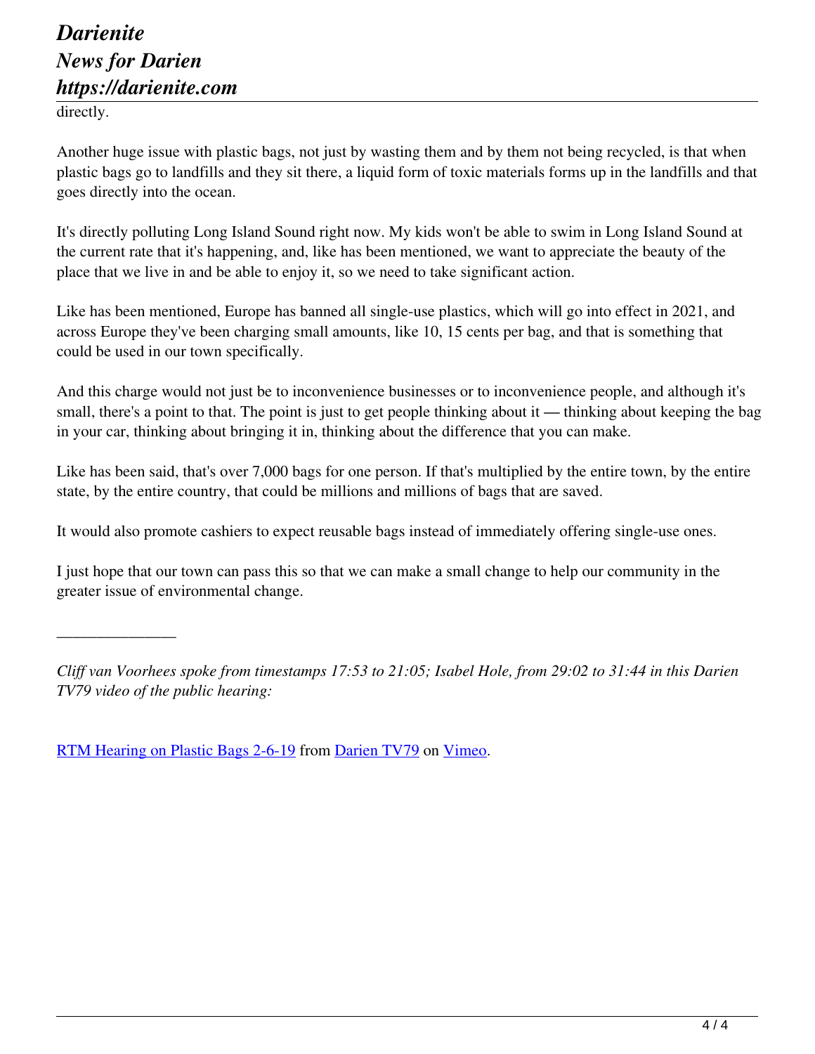directly.

Another huge issue with plastic bags, not just by wasting them and by them not being recycled, is that when plastic bags go to landfills and they sit there, a liquid form of toxic materials forms up in the landfills and that goes directly into the ocean.

It's directly polluting Long Island Sound right now. My kids won't be able to swim in Long Island Sound at the current rate that it's happening, and, like has been mentioned, we want to appreciate the beauty of the place that we live in and be able to enjoy it, so we need to take significant action.

Like has been mentioned, Europe has banned all single-use plastics, which will go into effect in 2021, and across Europe they've been charging small amounts, like 10, 15 cents per bag, and that is something that could be used in our town specifically.

And this charge would not just be to inconvenience businesses or to inconvenience people, and although it's small, there's a point to that. The point is just to get people thinking about it — thinking about keeping the bag in your car, thinking about bringing it in, thinking about the difference that you can make.

Like has been said, that's over 7,000 bags for one person. If that's multiplied by the entire town, by the entire state, by the entire country, that could be millions and millions of bags that are saved.

It would also promote cashiers to expect reusable bags instead of immediately offering single-use ones.

I just hope that our town can pass this so that we can make a small change to help our community in the greater issue of environmental change.

———————

*Cliff van Voorhees spoke from timestamps 17:53 to 21:05; Isabel Hole, from 29:02 to 31:44 in this Darien TV79 video of the public hearing:*

RTM Hearing on Plastic Bags 2-6-19 from Darien TV79 on Vimeo.